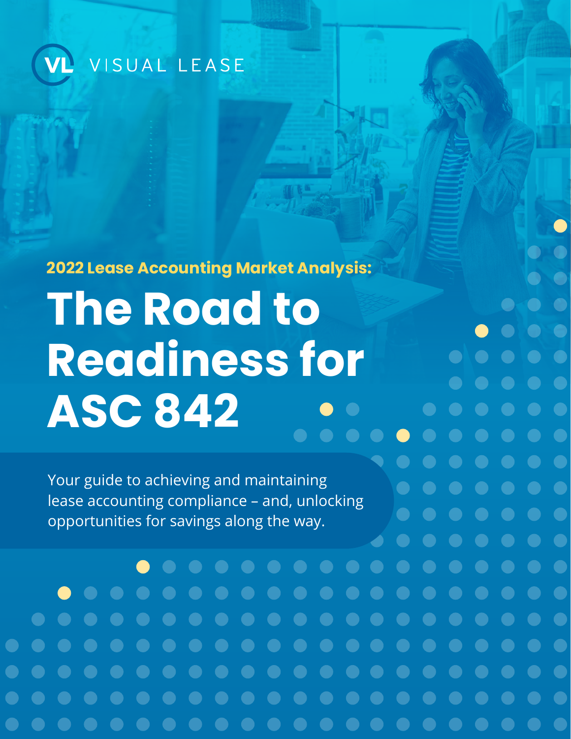VISUAL LEASE

**2022 Lease Accounting Market Analysis:**

# The Road to Readiness for ASC 842

Your guide to achieving and maintaining lease accounting compliance – and, unlocking opportunities for savings along the way.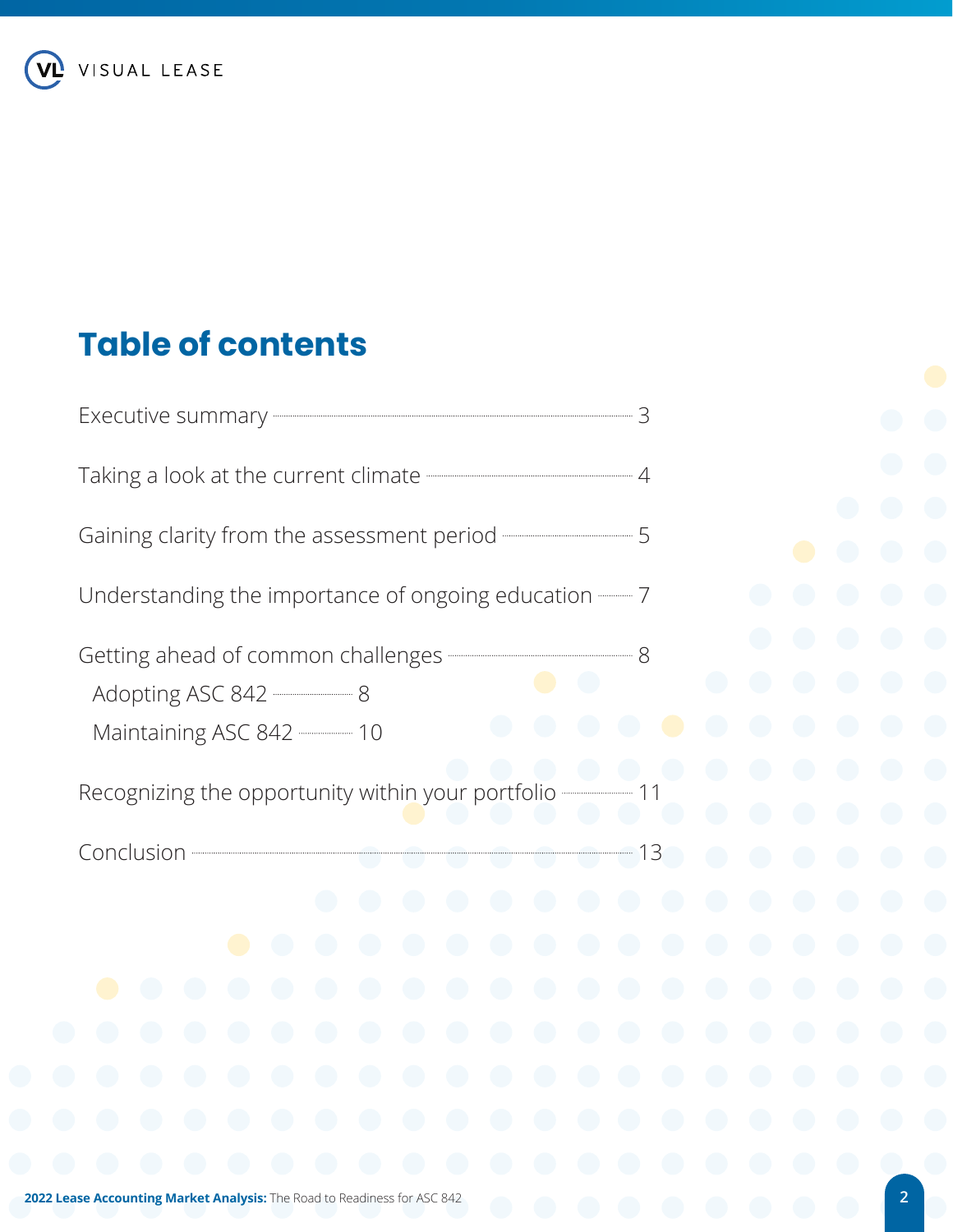# Table of contents

- Executive summary — 3
- Taking a look at the current climate — 4
- Gaining clarity from the assessment period — 5
- Understanding the importance of ongoing education — 7
- Getting ahead of common challenges — 8
  - Adopting ASC 842 — 8
  - Maintaining ASC 842 — 10
- Recognizing the opportunity within your portfolio — 11
- Conclusion — 13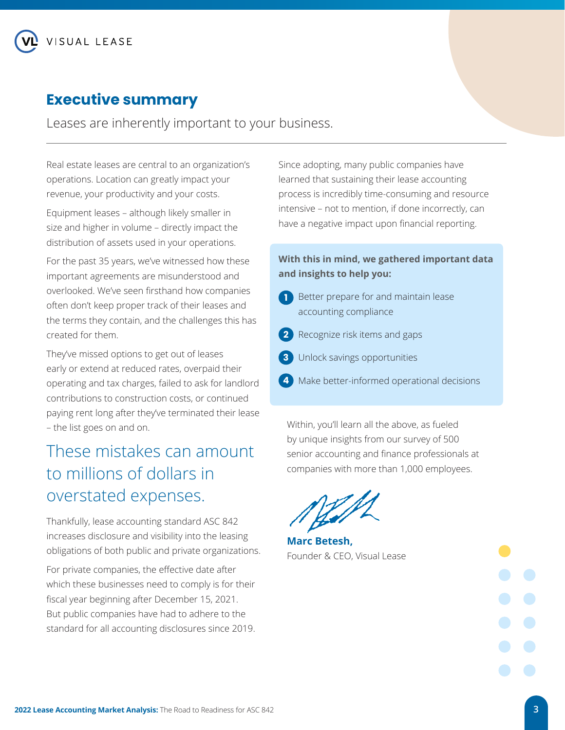## Executive summary

Leases are inherently important to your business.

Real estate leases are central to an organization's operations. Location can greatly impact your revenue, your productivity and your costs.

Equipment leases – although likely smaller in size and higher in volume – directly impact the distribution of assets used in your operations.

For the past 35 years, we've witnessed how these important agreements are misunderstood and overlooked. We've seen firsthand how companies often don't keep proper track of their leases and the terms they contain, and the challenges this has created for them.

They've missed options to get out of leases early or extend at reduced rates, overpaid their operating and tax charges, failed to ask for landlord contributions to construction costs, or continued paying rent long after they've terminated their lease – the list goes on and on.

### These mistakes can amount to millions of dollars in overstated expenses.

Thankfully, lease accounting standard ASC 842 increases disclosure and visibility into the leasing obligations of both public and private organizations.

For private companies, the effective date after which these businesses need to comply is for their fiscal year beginning after December 15, 2021. But public companies have had to adhere to the standard for all accounting disclosures since 2019.

Since adopting, many public companies have learned that sustaining their lease accounting process is incredibly time-consuming and resource intensive – not to mention, if done incorrectly, can have a negative impact upon financial reporting.

**With this in mind, we gathered important data and insights to help you:**

1. Better prepare for and maintain lease accounting compliance
2. Recognize risk items and gaps
3. Unlock savings opportunities
4. Make better-informed operational decisions

Within, you'll learn all the above, as fueled by unique insights from our survey of 500 senior accounting and finance professionals at companies with more than 1,000 employees.

**Marc Betesh,**
Founder & CEO, Visual Lease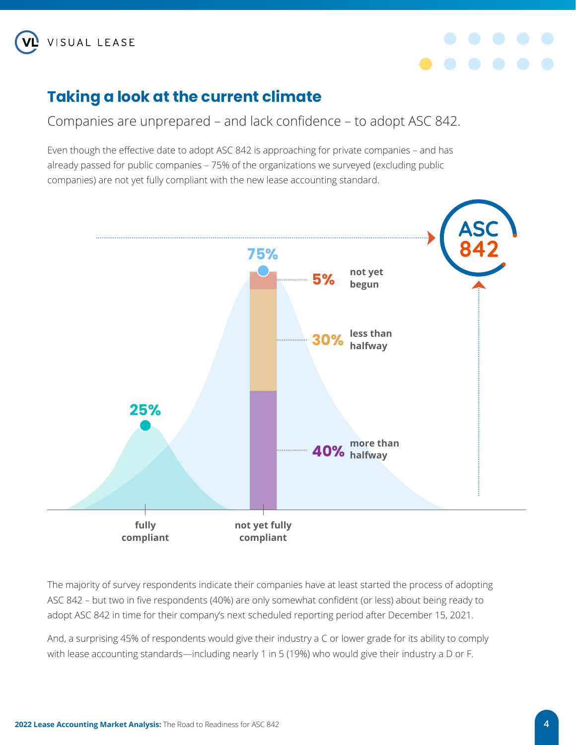## Taking a look at the current climate

Companies are unprepared – and lack confidence – to adopt ASC 842.

Even though the effective date to adopt ASC 842 is approaching for private companies – and has already passed for public companies – 75% of the organizations we surveyed (excluding public companies) are not yet fully compliant with the new lease accounting standard.

ASC 842

25% fully compliant

75% not yet fully compliant

- 5% not yet begun
- 30% less than halfway
- 40% more than halfway

The majority of survey respondents indicate their companies have at least started the process of adopting ASC 842 – but two in five respondents (40%) are only somewhat confident (or less) about being ready to adopt ASC 842 in time for their company's next scheduled reporting period after December 15, 2021.

And, a surprising 45% of respondents would give their industry a C or lower grade for its ability to comply with lease accounting standards—including nearly 1 in 5 (19%) who would give their industry a D or F.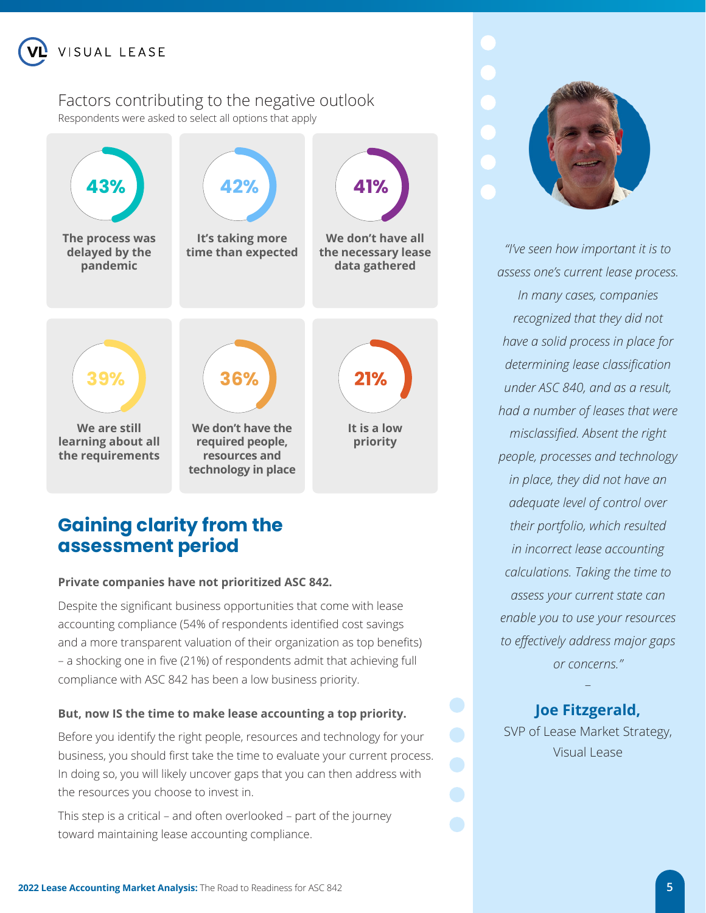## Factors contributing to the negative outlook

Respondents were asked to select all options that apply

- **43%** — The process was delayed by the pandemic
- **42%** — It's taking more time than expected
- **41%** — We don't have all the necessary lease data gathered
- **39%** — We are still learning about all the requirements
- **36%** — We don't have the required people, resources and technology in place
- **21%** — It is a low priority

## Gaining clarity from the assessment period

**Private companies have not prioritized ASC 842.**

Despite the significant business opportunities that come with lease accounting compliance (54% of respondents identified cost savings and a more transparent valuation of their organization as top benefits) – a shocking one in five (21%) of respondents admit that achieving full compliance with ASC 842 has been a low business priority.

**But, now IS the time to make lease accounting a top priority.**

Before you identify the right people, resources and technology for your business, you should first take the time to evaluate your current process. In doing so, you will likely uncover gaps that you can then address with the resources you choose to invest in.

This step is a critical – and often overlooked – part of the journey toward maintaining lease accounting compliance.

*"I've seen how important it is to assess one's current lease process. In many cases, companies recognized that they did not have a solid process in place for determining lease classification under ASC 840, and as a result, had a number of leases that were misclassified. Absent the right people, processes and technology in place, they did not have an adequate level of control over their portfolio, which resulted in incorrect lease accounting calculations. Taking the time to assess your current state can enable you to use your resources to effectively address major gaps or concerns."*

–

**Joe Fitzgerald,**
SVP of Lease Market Strategy,
Visual Lease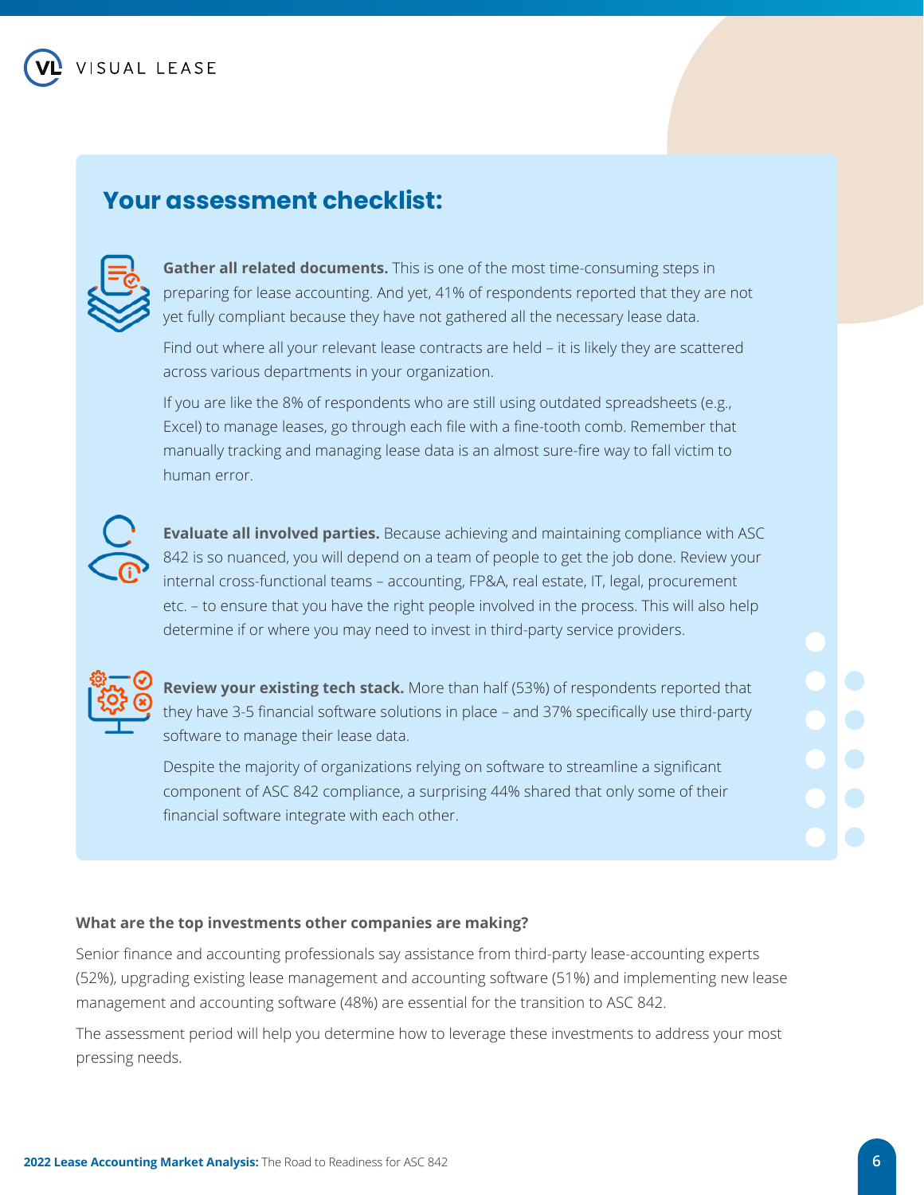## Your assessment checklist:

**Gather all related documents.** This is one of the most time-consuming steps in preparing for lease accounting. And yet, 41% of respondents reported that they are not yet fully compliant because they have not gathered all the necessary lease data.

Find out where all your relevant lease contracts are held – it is likely they are scattered across various departments in your organization.

If you are like the 8% of respondents who are still using outdated spreadsheets (e.g., Excel) to manage leases, go through each file with a fine-tooth comb. Remember that manually tracking and managing lease data is an almost sure-fire way to fall victim to human error.

**Evaluate all involved parties.** Because achieving and maintaining compliance with ASC 842 is so nuanced, you will depend on a team of people to get the job done. Review your internal cross-functional teams – accounting, FP&A, real estate, IT, legal, procurement etc. – to ensure that you have the right people involved in the process. This will also help determine if or where you may need to invest in third-party service providers.

**Review your existing tech stack.** More than half (53%) of respondents reported that they have 3-5 financial software solutions in place – and 37% specifically use third-party software to manage their lease data.

Despite the majority of organizations relying on software to streamline a significant component of ASC 842 compliance, a surprising 44% shared that only some of their financial software integrate with each other.

**What are the top investments other companies are making?**

Senior finance and accounting professionals say assistance from third-party lease-accounting experts (52%), upgrading existing lease management and accounting software (51%) and implementing new lease management and accounting software (48%) are essential for the transition to ASC 842.

The assessment period will help you determine how to leverage these investments to address your most pressing needs.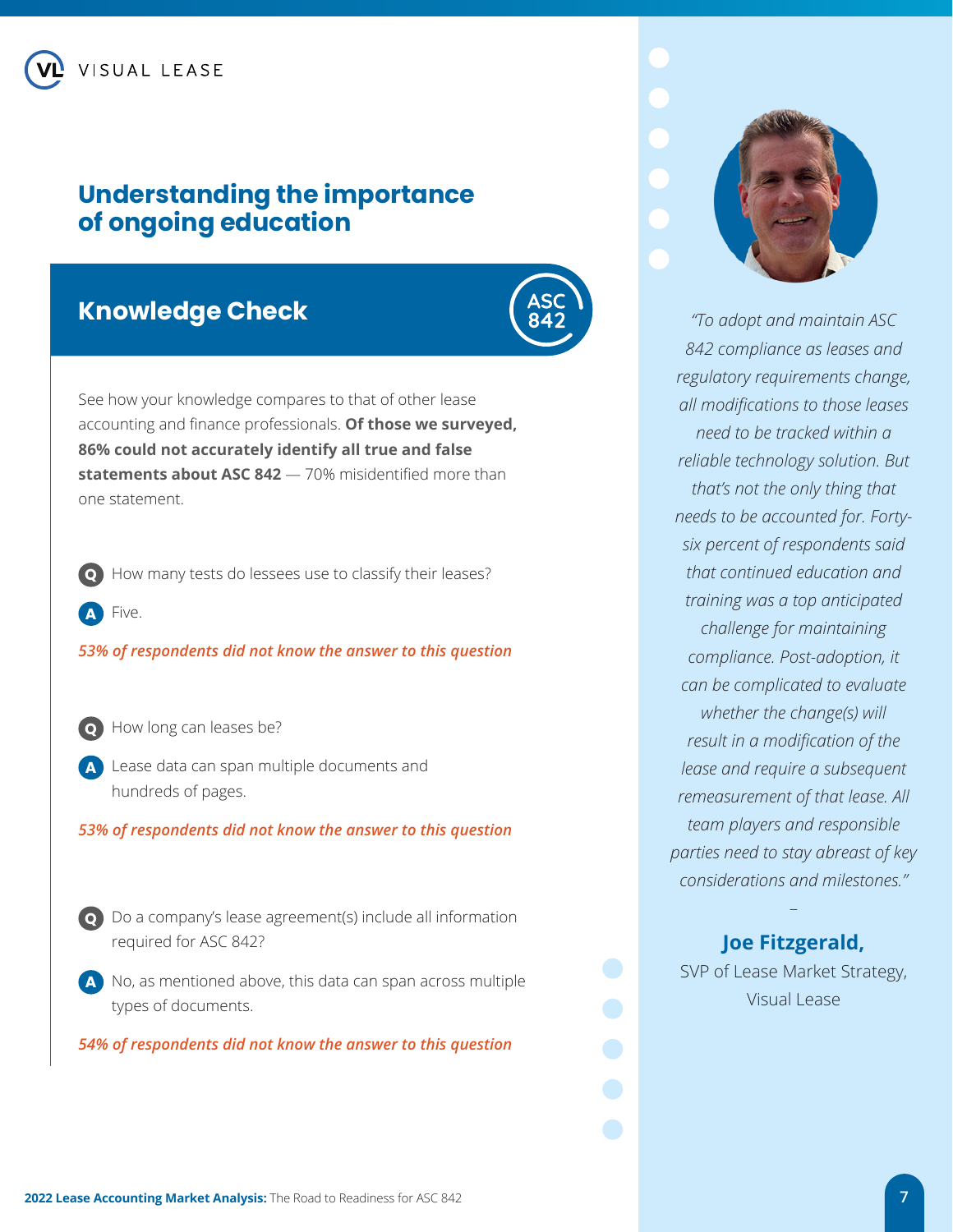## Understanding the importance of ongoing education

### Knowledge Check

ASC 842

See how your knowledge compares to that of other lease accounting and finance professionals. **Of those we surveyed, 86% could not accurately identify all true and false statements about ASC 842** — 70% misidentified more than one statement.

**Q** How many tests do lessees use to classify their leases?

**A** Five.

*53% of respondents did not know the answer to this question*

**Q** How long can leases be?

**A** Lease data can span multiple documents and hundreds of pages.

*53% of respondents did not know the answer to this question*

**Q** Do a company's lease agreement(s) include all information required for ASC 842?

**A** No, as mentioned above, this data can span across multiple types of documents.

*54% of respondents did not know the answer to this question*

*"To adopt and maintain ASC 842 compliance as leases and regulatory requirements change, all modifications to those leases need to be tracked within a reliable technology solution. But that's not the only thing that needs to be accounted for. Forty-six percent of respondents said that continued education and training was a top anticipated challenge for maintaining compliance. Post-adoption, it can be complicated to evaluate whether the change(s) will result in a modification of the lease and require a subsequent remeasurement of that lease. All team players and responsible parties need to stay abreast of key considerations and milestones."*

–

**Joe Fitzgerald,**
SVP of Lease Market Strategy, Visual Lease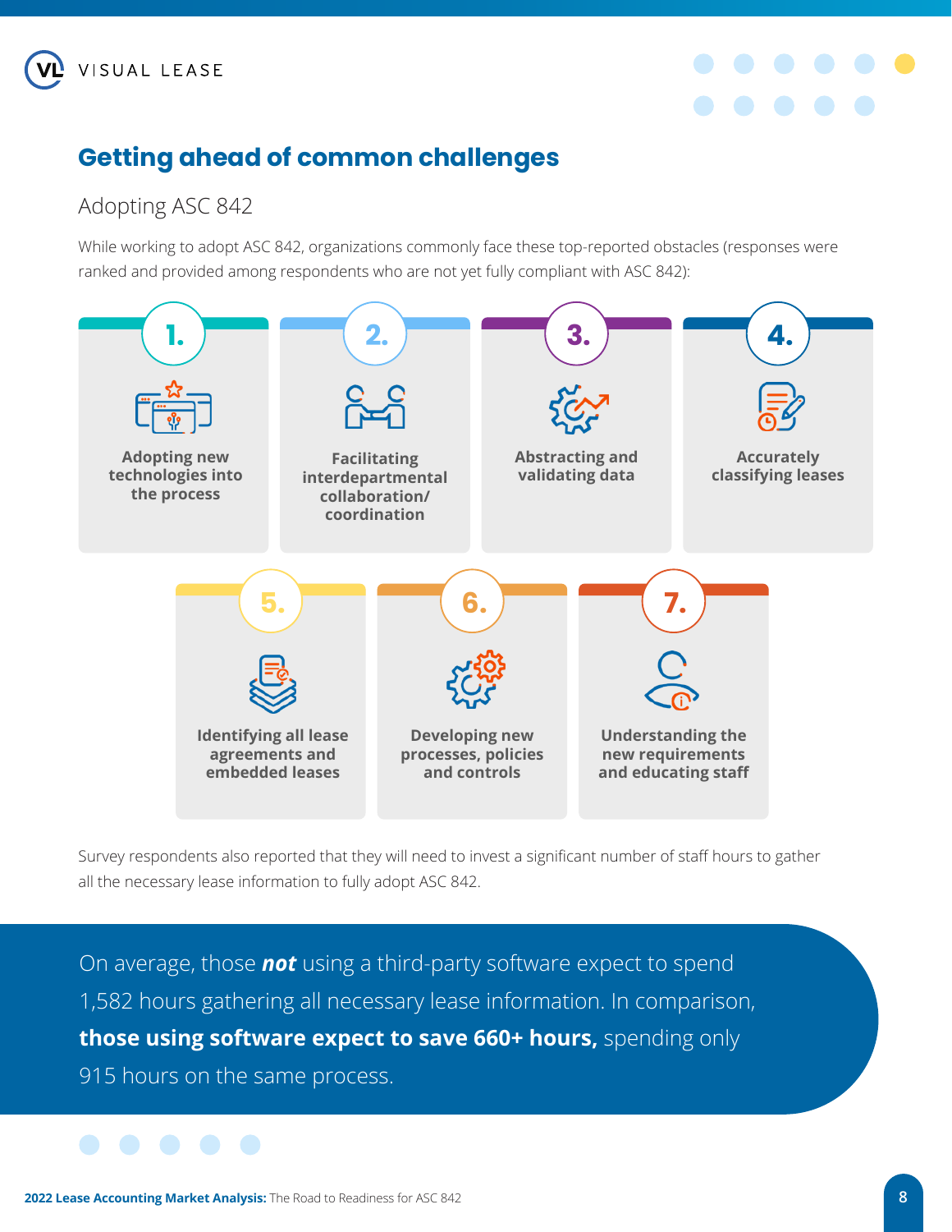## Getting ahead of common challenges

### Adopting ASC 842

While working to adopt ASC 842, organizations commonly face these top-reported obstacles (responses were ranked and provided among respondents who are not yet fully compliant with ASC 842):

1. **Adopting new technologies into the process**
2. **Facilitating interdepartmental collaboration/ coordination**
3. **Abstracting and validating data**
4. **Accurately classifying leases**
5. **Identifying all lease agreements and embedded leases**
6. **Developing new processes, policies and controls**
7. **Understanding the new requirements and educating staff**

Survey respondents also reported that they will need to invest a significant number of staff hours to gather all the necessary lease information to fully adopt ASC 842.

On average, those ***not*** using a third-party software expect to spend 1,582 hours gathering all necessary lease information. In comparison, **those using software expect to save 660+ hours,** spending only 915 hours on the same process.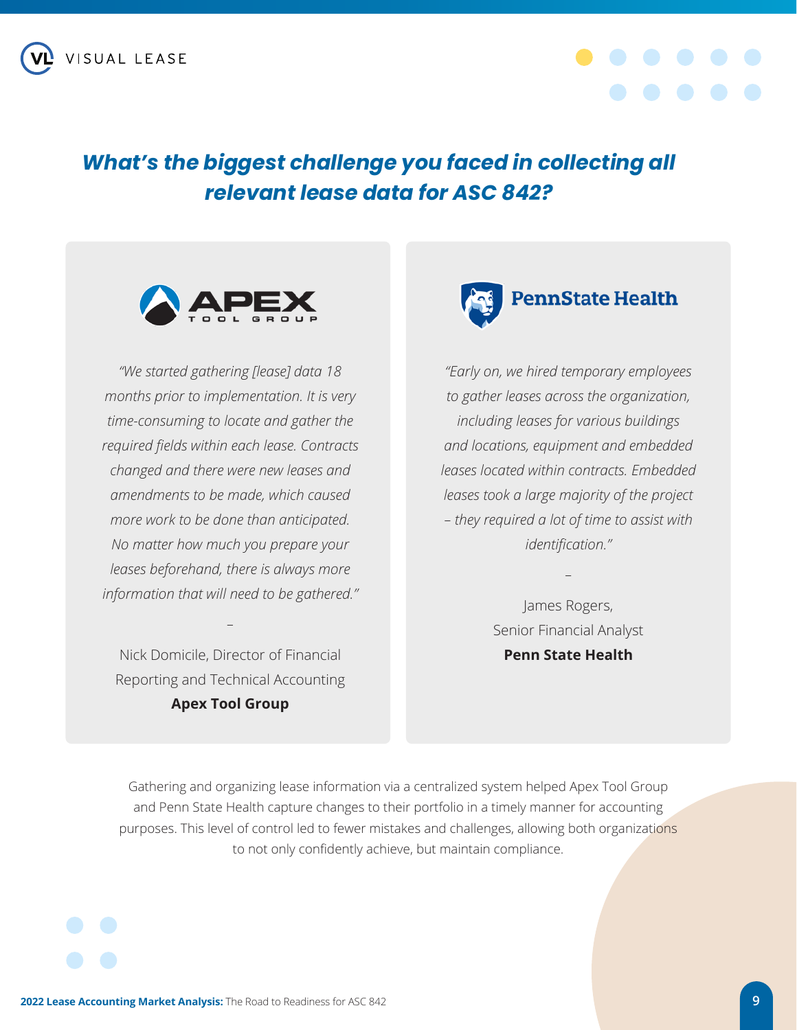## *What's the biggest challenge you faced in collecting all relevant lease data for ASC 842?*

*"We started gathering [lease] data 18 months prior to implementation. It is very time-consuming to locate and gather the required fields within each lease. Contracts changed and there were new leases and amendments to be made, which caused more work to be done than anticipated. No matter how much you prepare your leases beforehand, there is always more information that will need to be gathered."*

–

Nick Domicile, Director of Financial Reporting and Technical Accounting
**Apex Tool Group**

*"Early on, we hired temporary employees to gather leases across the organization, including leases for various buildings and locations, equipment and embedded leases located within contracts. Embedded leases took a large majority of the project – they required a lot of time to assist with identification."*

–

James Rogers,
Senior Financial Analyst
**Penn State Health**

Gathering and organizing lease information via a centralized system helped Apex Tool Group and Penn State Health capture changes to their portfolio in a timely manner for accounting purposes. This level of control led to fewer mistakes and challenges, allowing both organizations to not only confidently achieve, but maintain compliance.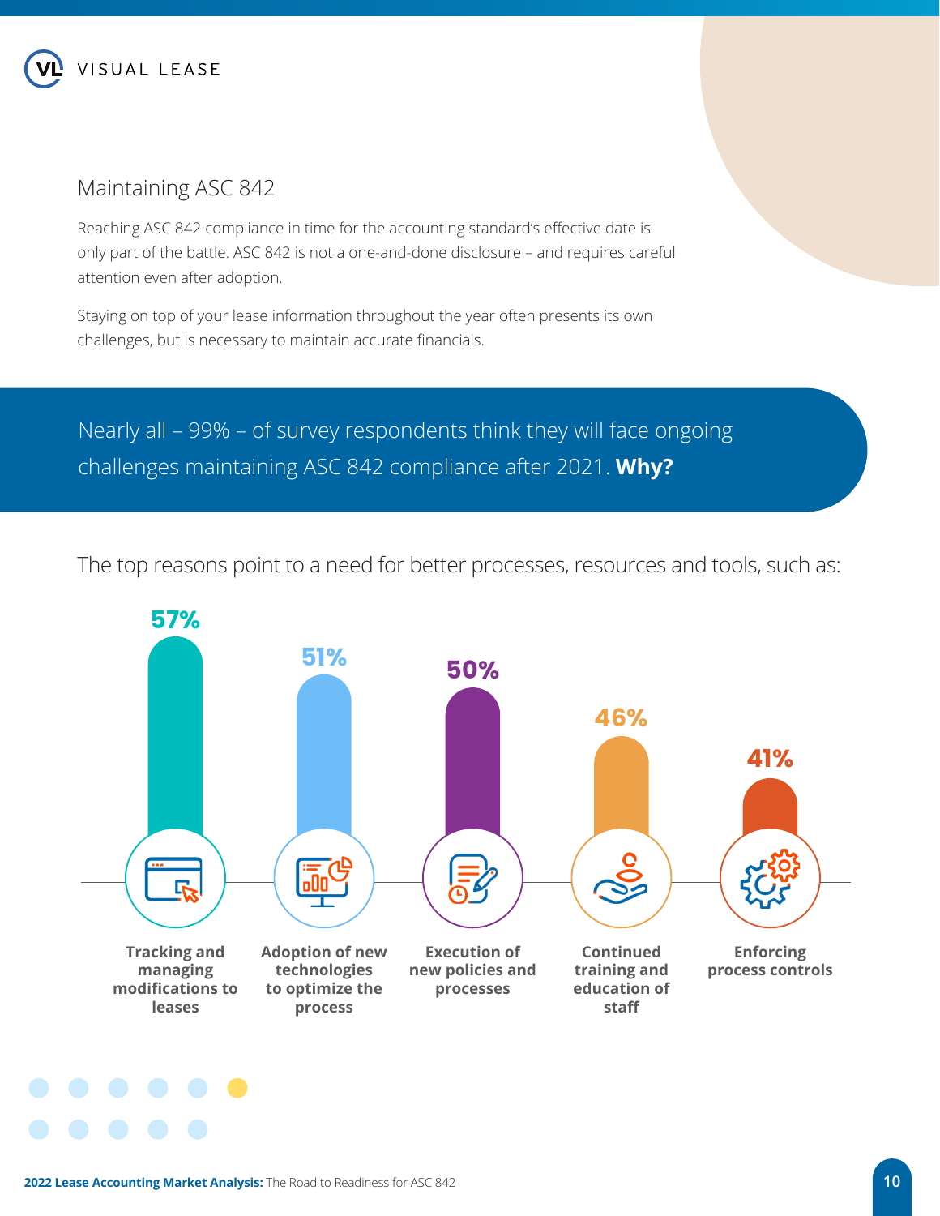## Maintaining ASC 842

Reaching ASC 842 compliance in time for the accounting standard's effective date is only part of the battle. ASC 842 is not a one-and-done disclosure – and requires careful attention even after adoption.

Staying on top of your lease information throughout the year often presents its own challenges, but is necessary to maintain accurate financials.

Nearly all – 99% – of survey respondents think they will face ongoing challenges maintaining ASC 842 compliance after 2021. **Why?**

The top reasons point to a need for better processes, resources and tools, such as:

| Reason | Percentage |
|---|---|
| Tracking and managing modifications to leases | 57% |
| Adoption of new technologies to optimize the process | 51% |
| Execution of new policies and processes | 50% |
| Continued training and education of staff | 46% |
| Enforcing process controls | 41% |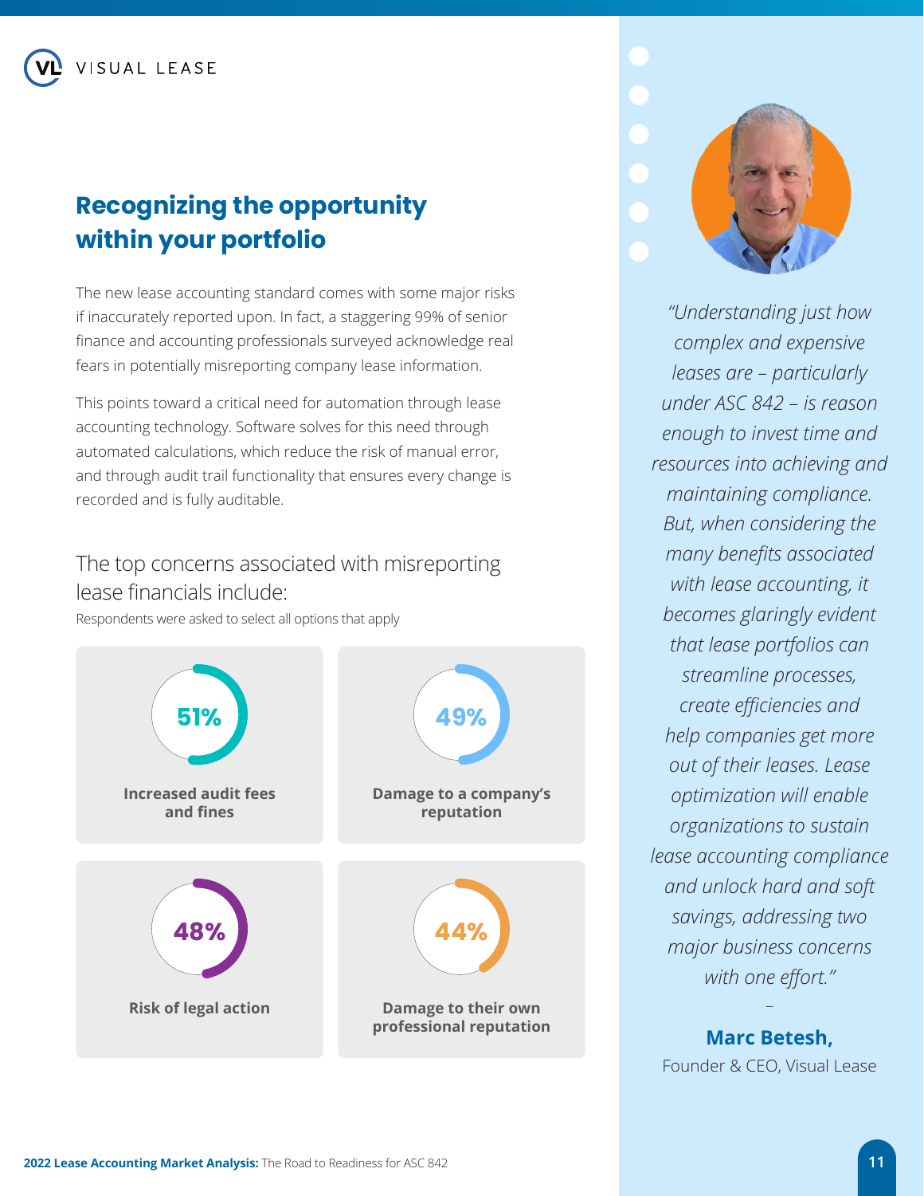## Recognizing the opportunity within your portfolio

The new lease accounting standard comes with some major risks if inaccurately reported upon. In fact, a staggering 99% of senior finance and accounting professionals surveyed acknowledge real fears in potentially misreporting company lease information.

This points toward a critical need for automation through lease accounting technology. Software solves for this need through automated calculations, which reduce the risk of manual error, and through audit trail functionality that ensures every change is recorded and is fully auditable.

### The top concerns associated with misreporting lease financials include:

Respondents were asked to select all options that apply

**51%**
**Increased audit fees and fines**

**49%**
**Damage to a company's reputation**

**48%**
**Risk of legal action**

**44%**
**Damage to their own professional reputation**

*"Understanding just how complex and expensive leases are – particularly under ASC 842 – is reason enough to invest time and resources into achieving and maintaining compliance. But, when considering the many benefits associated with lease accounting, it becomes glaringly evident that lease portfolios can streamline processes, create efficiencies and help companies get more out of their leases. Lease optimization will enable organizations to sustain lease accounting compliance and unlock hard and soft savings, addressing two major business concerns with one effort."*

–

**Marc Betesh,**
Founder & CEO, Visual Lease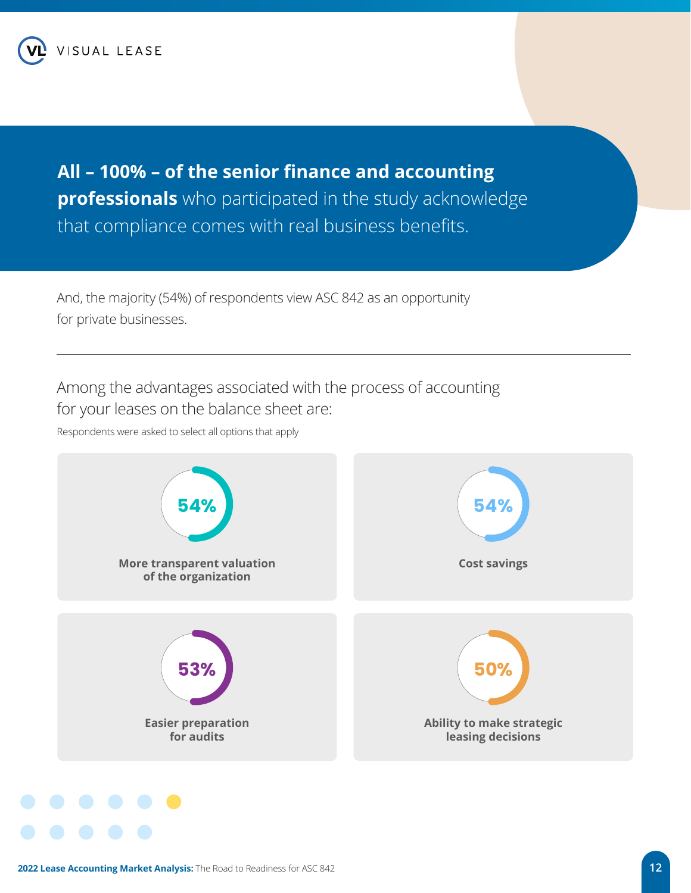**All – 100% – of the senior finance and accounting professionals** who participated in the study acknowledge that compliance comes with real business benefits.

And, the majority (54%) of respondents view ASC 842 as an opportunity for private businesses.

---

Among the advantages associated with the process of accounting for your leases on the balance sheet are:

Respondents were asked to select all options that apply

**54%**
**More transparent valuation of the organization**

**54%**
**Cost savings**

**53%**
**Easier preparation for audits**

**50%**
**Ability to make strategic leasing decisions**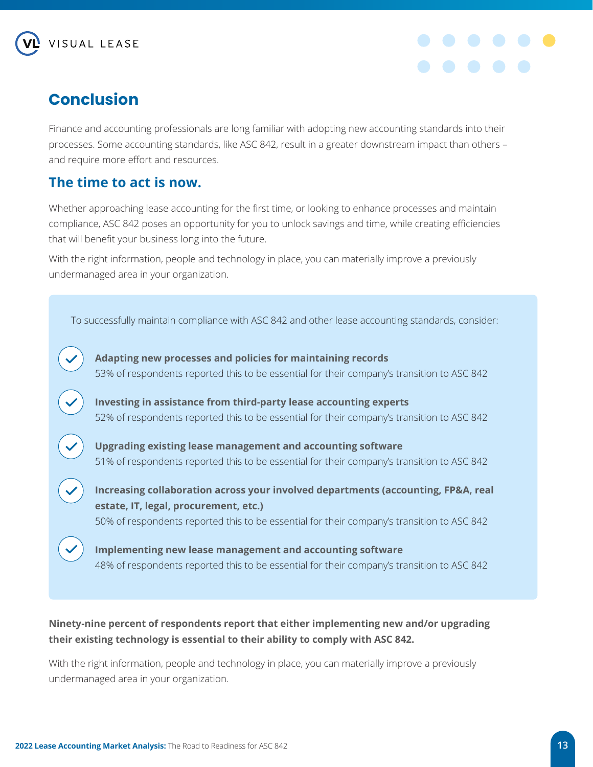## Conclusion

Finance and accounting professionals are long familiar with adopting new accounting standards into their processes. Some accounting standards, like ASC 842, result in a greater downstream impact than others – and require more effort and resources.

### The time to act is now.

Whether approaching lease accounting for the first time, or looking to enhance processes and maintain compliance, ASC 842 poses an opportunity for you to unlock savings and time, while creating efficiencies that will benefit your business long into the future.

With the right information, people and technology in place, you can materially improve a previously undermanaged area in your organization.

To successfully maintain compliance with ASC 842 and other lease accounting standards, consider:

- **Adapting new processes and policies for maintaining records**
  53% of respondents reported this to be essential for their company's transition to ASC 842
- **Investing in assistance from third-party lease accounting experts**
  52% of respondents reported this to be essential for their company's transition to ASC 842
- **Upgrading existing lease management and accounting software**
  51% of respondents reported this to be essential for their company's transition to ASC 842
- **Increasing collaboration across your involved departments (accounting, FP&A, real estate, IT, legal, procurement, etc.)**
  50% of respondents reported this to be essential for their company's transition to ASC 842
- **Implementing new lease management and accounting software**
  48% of respondents reported this to be essential for their company's transition to ASC 842

**Ninety-nine percent of respondents report that either implementing new and/or upgrading their existing technology is essential to their ability to comply with ASC 842.**

With the right information, people and technology in place, you can materially improve a previously undermanaged area in your organization.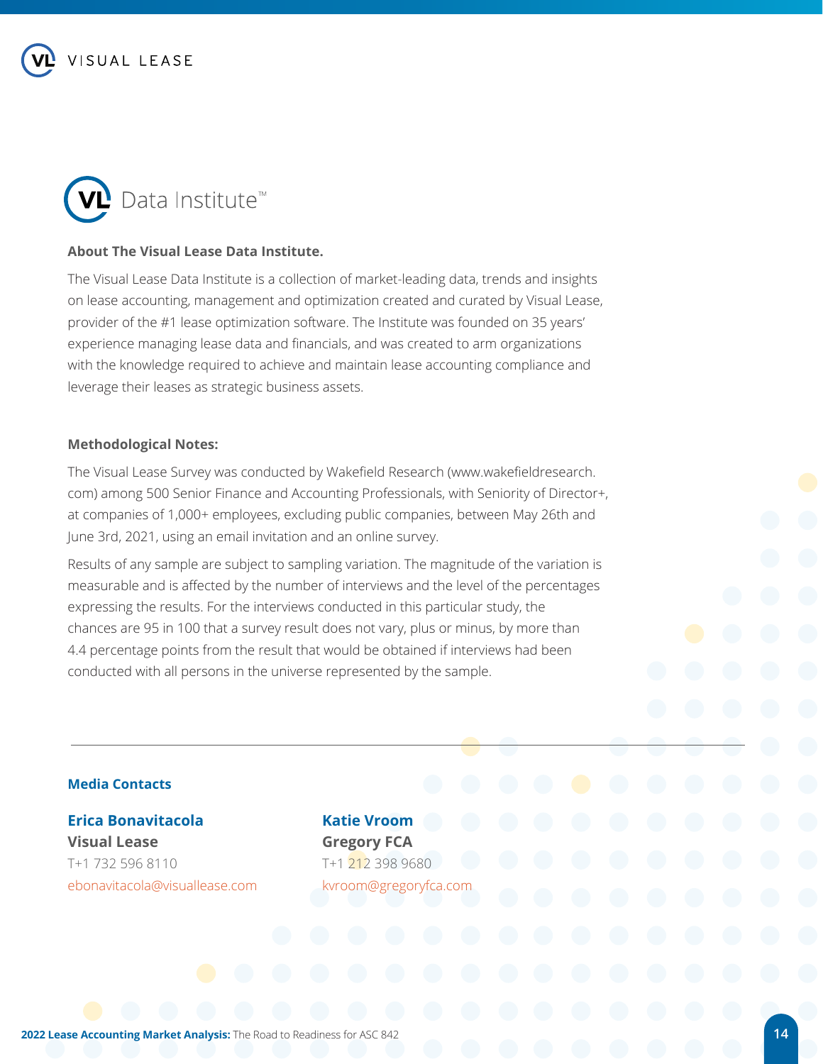VL Data Institute™

**About The Visual Lease Data Institute.**

The Visual Lease Data Institute is a collection of market-leading data, trends and insights on lease accounting, management and optimization created and curated by Visual Lease, provider of the #1 lease optimization software. The Institute was founded on 35 years' experience managing lease data and financials, and was created to arm organizations with the knowledge required to achieve and maintain lease accounting compliance and leverage their leases as strategic business assets.

**Methodological Notes:**

The Visual Lease Survey was conducted by Wakefield Research (www.wakefieldresearch.com) among 500 Senior Finance and Accounting Professionals, with Seniority of Director+, at companies of 1,000+ employees, excluding public companies, between May 26th and June 3rd, 2021, using an email invitation and an online survey.

Results of any sample are subject to sampling variation. The magnitude of the variation is measurable and is affected by the number of interviews and the level of the percentages expressing the results. For the interviews conducted in this particular study, the chances are 95 in 100 that a survey result does not vary, plus or minus, by more than 4.4 percentage points from the result that would be obtained if interviews had been conducted with all persons in the universe represented by the sample.

---

**Media Contacts**

**Erica Bonavitacola**
**Visual Lease**
T+1 732 596 8110
ebonavitacola@visuallease.com

**Katie Vroom**
**Gregory FCA**
T+1 212 398 9680
kvroom@gregoryfca.com